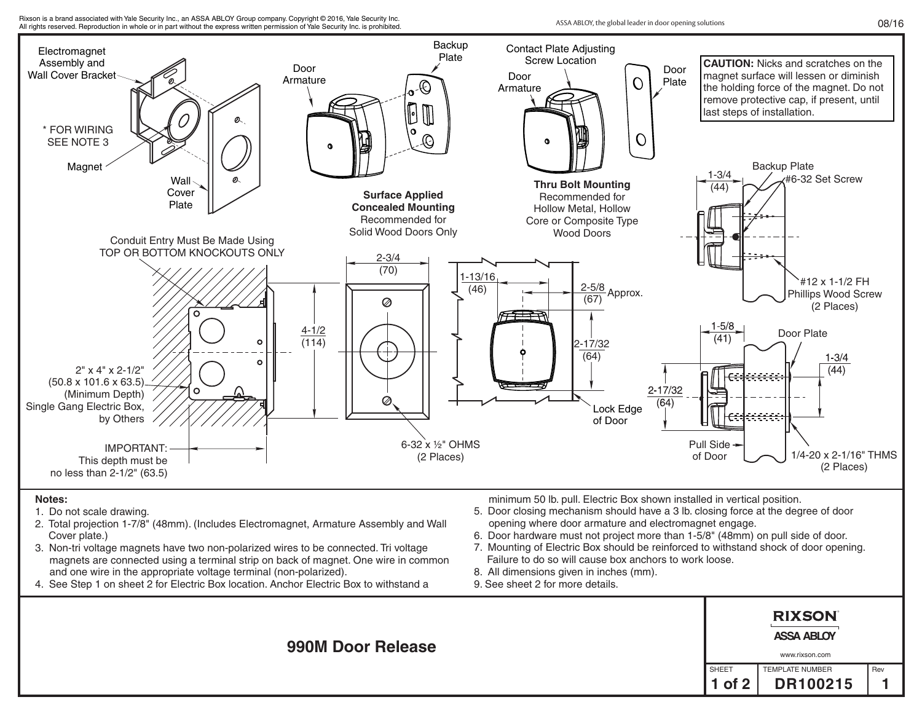Rixson is a brand associated with Yale Security Inc., an ASSA ABLOY Group company. Copyright © 2016, Yale Security Inc. All rights reserved. Reproduction in whole or in part without the express written permission of Yale Security Inc. is prohibited.

Electromagnet Assembly and Wall Cover Bracket

* FOR WIRING SEE NOTE 3

Magnet

Wall Cover Plate

Door Armature

Backup Plate

**Surface Applied Concealed Mounting**
Recommended for Solid Wood Doors Only

Contact Plate Adjusting Screw Location

Door Armature

Door Plate

**Thru Bolt Mounting**
Recommended for Hollow Metal, Hollow Core or Composite Type Wood Doors

**CAUTION:** Nicks and scratches on the magnet surface will lessen or diminish the holding force of the magnet. Do not remove protective cap, if present, until last steps of installation.

Conduit Entry Must Be Made Using TOP OR BOTTOM KNOCKOUTS ONLY

2" x 4" x 2-1/2" (50.8 x 101.6 x 63.5) (Minimum Depth) Single Gang Electric Box, by Others

IMPORTANT: This depth must be no less than 2-1/2" (63.5)

2-3/4 (70)

4-1/2 (114)

6-32 x ½" OHMS (2 Places)

1-13/16 (46)

2-5/8 (67) Approx.

2-17/32 (64)

Lock Edge of Door

1-3/4 (44)

Backup Plate

#6-32 Set Screw

#12 x 1-1/2 FH Phillips Wood Screw (2 Places)

1-5/8 (41)

Door Plate

1-3/4 (44)

2-17/32 (64)

Pull Side of Door

1/4-20 x 2-1/16" THMS (2 Places)

**Notes:**

1. Do not scale drawing.
2. Total projection 1-7/8" (48mm). (Includes Electromagnet, Armature Assembly and Wall Cover plate.)
3. Non-tri voltage magnets have two non-polarized wires to be connected. Tri voltage magnets are connected using a terminal strip on back of magnet. One wire in common and one wire in the appropriate voltage terminal (non-polarized).
4. See Step 1 on sheet 2 for Electric Box location. Anchor Electric Box to withstand a minimum 50 lb. pull. Electric Box shown installed in vertical position.
5. Door closing mechanism should have a 3 lb. closing force at the degree of door opening where door armature and electromagnet engage.
6. Door hardware must not project more than 1-5/8" (48mm) on pull side of door.
7. Mounting of Electric Box should be reinforced to withstand shock of door opening. Failure to do so will cause box anchors to work loose.
8. All dimensions given in inches (mm).
9. See sheet 2 for more details.

## 990M Door Release

RIXSON
ASSA ABLOY
www.rixson.com

| SHEET | TEMPLATE NUMBER | Rev |
|---|---|---|
| 1 of 2 | DR100215 | 1 |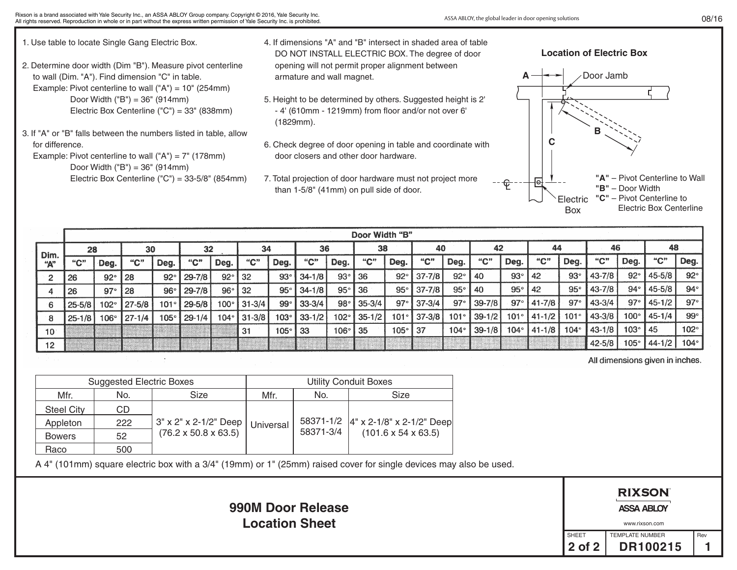1. Use table to locate Single Gang Electric Box.

2. Determine door width (Dim "B"). Measure pivot centerline to wall (Dim. "A"). Find dimension "C" in table.
   Example: Pivot centerline to wall ("A") = 10" (254mm)
   Door Width ("B") = 36" (914mm)
   Electric Box Centerline ("C") = 33" (838mm)

3. If "A" or "B" falls between the numbers listed in table, allow for difference.
   Example: Pivot centerline to wall ("A") = 7" (178mm)
   Door Width ("B") = 36" (914mm)
   Electric Box Centerline ("C") = 33-5/8" (854mm)

4. If dimensions "A" and "B" intersect in shaded area of table DO NOT INSTALL ELECTRIC BOX. The degree of door opening will not permit proper alignment between armature and wall magnet.

5. Height to be determined by others. Suggested height is 2' - 4' (610mm - 1219mm) from floor and/or not over 6' (1829mm).

6. Check degree of door opening in table and coordinate with door closers and other door hardware.

7. Total projection of door hardware must not project more than 1-5/8" (41mm) on pull side of door.

**Location of Electric Box**

A
Door Jamb
B
C
℄
Electric Box

"A" – Pivot Centerline to Wall
"B" – Door Width
"C" – Pivot Centerline to Electric Box Centerline

| Dim. "A" | Door Width "B" 28 | | 30 | | 32 | | 34 | | 36 | | 38 | | 40 | | 42 | | 44 | | 46 | | 48 | |
|---|---|---|---|---|---|---|---|---|---|---|---|---|---|---|---|---|---|---|---|---|---|---|
| | "C" | Deg. | "C" | Deg. | "C" | Deg. | "C" | Deg. | "C" | Deg. | "C" | Deg. | "C" | Deg. | "C" | Deg. | "C" | Deg. | "C" | Deg. | "C" | Deg. |
| 2 | 26 | 92° | 28 | 92° | 29-7/8 | 92° | 32 | 93° | 34-1/8 | 93° | 36 | 92° | 37-7/8 | 92° | 40 | 93° | 42 | 93° | 43-7/8 | 92° | 45-5/8 | 92° |
| 4 | 26 | 97° | 28 | 96° | 29-7/8 | 96° | 32 | 95° | 34-1/8 | 95° | 36 | 95° | 37-7/8 | 95° | 40 | 95° | 42 | 95° | 43-7/8 | 94° | 45-5/8 | 94° |
| 6 | 25-5/8 | 102° | 27-5/8 | 101° | 29-5/8 | 100° | 31-3/4 | 99° | 33-3/4 | 98° | 35-3/4 | 97° | 37-3/4 | 97° | 39-7/8 | 97° | 41-7/8 | 97° | 43-3/4 | 97° | 45-1/2 | 97° |
| 8 | 25-1/8 | 106° | 27-1/4 | 105° | 29-1/4 | 104° | 31-3/8 | 103° | 33-1/2 | 102° | 35-1/2 | 101° | 37-3/8 | 101° | 39-1/2 | 101° | 41-1/2 | 101° | 43-3/8 | 100° | 45-1/4 | 99° |
| 10 | | | | | | | 31 | 105° | 33 | 106° | 35 | 105° | 37 | 104° | 39-1/8 | 104° | 41-1/8 | 104° | 43-1/8 | 103° | 45 | 102° |
| 12 | | | | | | | | | | | | | | | | | | | 42-5/8 | 105° | 44-1/2 | 104° |

All dimensions given in inches.

| Suggested Electric Boxes | | | Utility Conduit Boxes | | |
|---|---|---|---|---|---|
| Mfr. | No. | Size | Mfr. | No. | Size |
| Steel City | CD | 3" x 2" x 2-1/2" Deep (76.2 x 50.8 x 63.5) | Universal | 58371-1/2 58371-3/4 | 4" x 2-1/8" x 2-1/2" Deep (101.6 x 54 x 63.5) |
| Appleton | 222 | | | | |
| Bowers | 52 | | | | |
| Raco | 500 | | | | |

A 4" (101mm) square electric box with a 3/4" (19mm) or 1" (25mm) raised cover for single devices may also be used.

# 990M Door Release Location Sheet

RIXSON
ASSA ABLOY
www.rixson.com

| SHEET | TEMPLATE NUMBER | Rev |
|---|---|---|
| 2 of 2 | DR100215 | 1 |